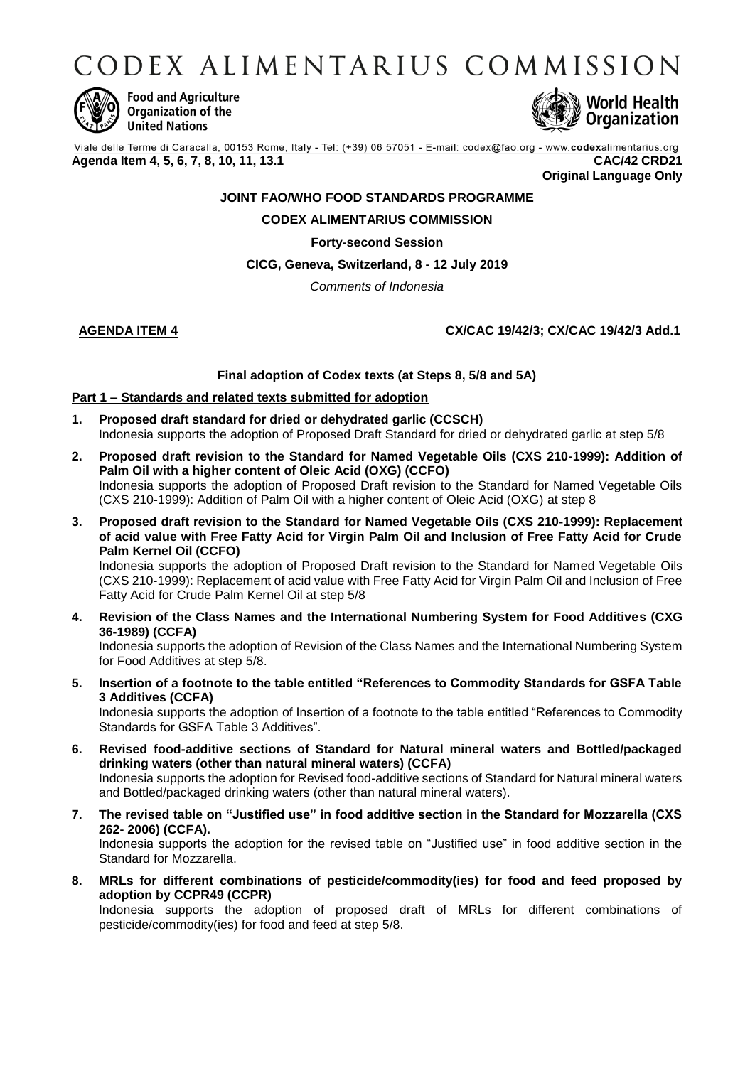# CODEX ALIMENTARIUS COMMISSION

Food and Agriculture Organization of the United Nations

World Health Organization

Viale delle Terme di Caracalla, 00153 Rome, Italy - Tel: (+39) 06 57051 - E-mail: codex@fao.org - www.codexalimentarius.org

**Agenda Item 4, 5, 6, 7, 8, 10, 11, 13.1** **CAC/42 CRD21**

**Original Language Only**

**JOINT FAO/WHO FOOD STANDARDS PROGRAMME**

**CODEX ALIMENTARIUS COMMISSION**

**Forty-second Session**

**CICG, Geneva, Switzerland, 8 - 12 July 2019**

*Comments of Indonesia*

**AGENDA ITEM 4** **CX/CAC 19/42/3; CX/CAC 19/42/3 Add.1**

**Final adoption of Codex texts (at Steps 8, 5/8 and 5A)**

**Part 1 – Standards and related texts submitted for adoption**

1. **Proposed draft standard for dried or dehydrated garlic (CCSCH)**
   Indonesia supports the adoption of Proposed Draft Standard for dried or dehydrated garlic at step 5/8
2. **Proposed draft revision to the Standard for Named Vegetable Oils (CXS 210-1999): Addition of Palm Oil with a higher content of Oleic Acid (OXG) (CCFO)**
   Indonesia supports the adoption of Proposed Draft revision to the Standard for Named Vegetable Oils (CXS 210-1999): Addition of Palm Oil with a higher content of Oleic Acid (OXG) at step 8
3. **Proposed draft revision to the Standard for Named Vegetable Oils (CXS 210-1999): Replacement of acid value with Free Fatty Acid for Virgin Palm Oil and Inclusion of Free Fatty Acid for Crude Palm Kernel Oil (CCFO)**
   Indonesia supports the adoption of Proposed Draft revision to the Standard for Named Vegetable Oils (CXS 210-1999): Replacement of acid value with Free Fatty Acid for Virgin Palm Oil and Inclusion of Free Fatty Acid for Crude Palm Kernel Oil at step 5/8
4. **Revision of the Class Names and the International Numbering System for Food Additives (CXG 36-1989) (CCFA)**
   Indonesia supports the adoption of Revision of the Class Names and the International Numbering System for Food Additives at step 5/8.
5. **Insertion of a footnote to the table entitled "References to Commodity Standards for GSFA Table 3 Additives (CCFA)**
   Indonesia supports the adoption of Insertion of a footnote to the table entitled "References to Commodity Standards for GSFA Table 3 Additives".
6. **Revised food-additive sections of Standard for Natural mineral waters and Bottled/packaged drinking waters (other than natural mineral waters) (CCFA)**
   Indonesia supports the adoption for Revised food-additive sections of Standard for Natural mineral waters and Bottled/packaged drinking waters (other than natural mineral waters).
7. **The revised table on "Justified use" in food additive section in the Standard for Mozzarella (CXS 262- 2006) (CCFA).**
   Indonesia supports the adoption for the revised table on "Justified use" in food additive section in the Standard for Mozzarella.
8. **MRLs for different combinations of pesticide/commodity(ies) for food and feed proposed by adoption by CCPR49 (CCPR)**
   Indonesia supports the adoption of proposed draft of MRLs for different combinations of pesticide/commodity(ies) for food and feed at step 5/8.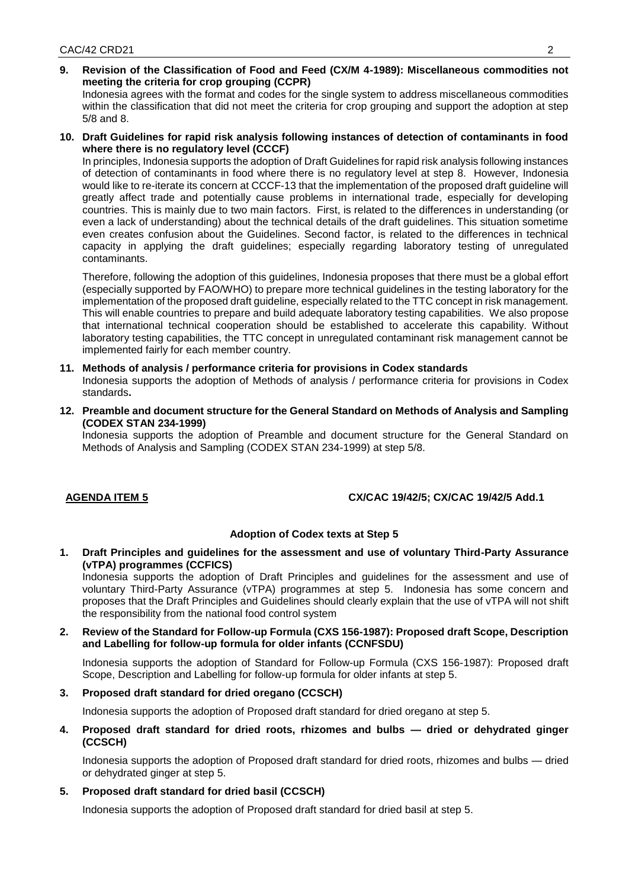**9. Revision of the Classification of Food and Feed (CX/M 4-1989): Miscellaneous commodities not meeting the criteria for crop grouping (CCPR)**

Indonesia agrees with the format and codes for the single system to address miscellaneous commodities within the classification that did not meet the criteria for crop grouping and support the adoption at step 5/8 and 8.

**10. Draft Guidelines for rapid risk analysis following instances of detection of contaminants in food where there is no regulatory level (CCCF)**

In principles, Indonesia supports the adoption of Draft Guidelines for rapid risk analysis following instances of detection of contaminants in food where there is no regulatory level at step 8. However, Indonesia would like to re-iterate its concern at CCCF-13 that the implementation of the proposed draft guideline will greatly affect trade and potentially cause problems in international trade, especially for developing countries. This is mainly due to two main factors. First, is related to the differences in understanding (or even a lack of understanding) about the technical details of the draft guidelines. This situation sometime even creates confusion about the Guidelines. Second factor, is related to the differences in technical capacity in applying the draft guidelines; especially regarding laboratory testing of unregulated contaminants.

Therefore, following the adoption of this guidelines, Indonesia proposes that there must be a global effort (especially supported by FAO/WHO) to prepare more technical guidelines in the testing laboratory for the implementation of the proposed draft guideline, especially related to the TTC concept in risk management. This will enable countries to prepare and build adequate laboratory testing capabilities. We also propose that international technical cooperation should be established to accelerate this capability. Without laboratory testing capabilities, the TTC concept in unregulated contaminant risk management cannot be implemented fairly for each member country.

**11. Methods of analysis / performance criteria for provisions in Codex standards**

Indonesia supports the adoption of Methods of analysis / performance criteria for provisions in Codex standards**.**

**12. Preamble and document structure for the General Standard on Methods of Analysis and Sampling (CODEX STAN 234-1999)**

Indonesia supports the adoption of Preamble and document structure for the General Standard on Methods of Analysis and Sampling (CODEX STAN 234-1999) at step 5/8.

**AGENDA ITEM 5** **CX/CAC 19/42/5; CX/CAC 19/42/5 Add.1**

**Adoption of Codex texts at Step 5**

**1. Draft Principles and guidelines for the assessment and use of voluntary Third-Party Assurance (vTPA) programmes (CCFICS)**

Indonesia supports the adoption of Draft Principles and guidelines for the assessment and use of voluntary Third-Party Assurance (vTPA) programmes at step 5. Indonesia has some concern and proposes that the Draft Principles and Guidelines should clearly explain that the use of vTPA will not shift the responsibility from the national food control system

**2. Review of the Standard for Follow-up Formula (CXS 156-1987): Proposed draft Scope, Description and Labelling for follow-up formula for older infants (CCNFSDU)**

Indonesia supports the adoption of Standard for Follow-up Formula (CXS 156-1987): Proposed draft Scope, Description and Labelling for follow-up formula for older infants at step 5.

**3. Proposed draft standard for dried oregano (CCSCH)**

Indonesia supports the adoption of Proposed draft standard for dried oregano at step 5.

**4. Proposed draft standard for dried roots, rhizomes and bulbs — dried or dehydrated ginger (CCSCH)**

Indonesia supports the adoption of Proposed draft standard for dried roots, rhizomes and bulbs — dried or dehydrated ginger at step 5.

**5. Proposed draft standard for dried basil (CCSCH)**

Indonesia supports the adoption of Proposed draft standard for dried basil at step 5.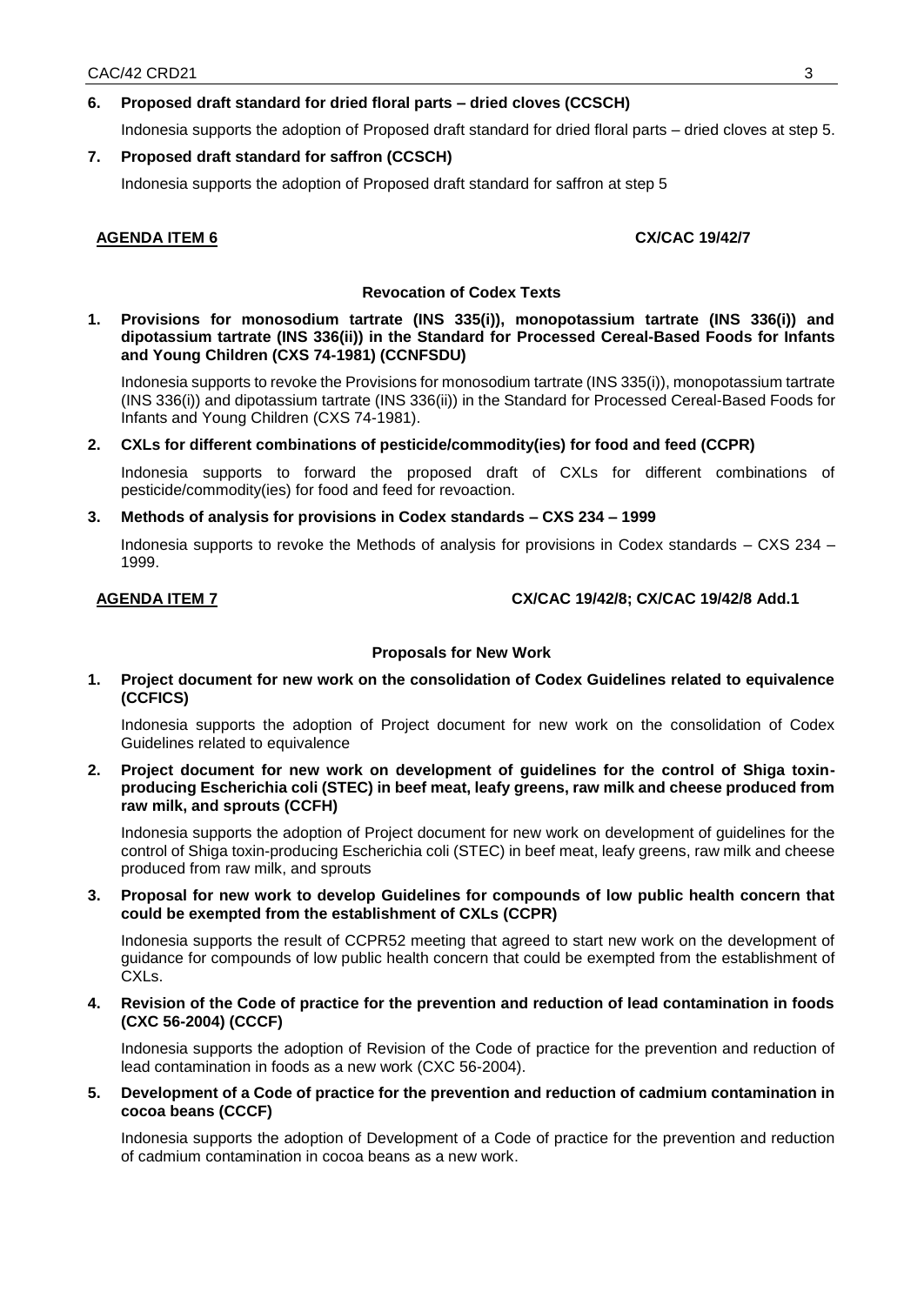**6. Proposed draft standard for dried floral parts – dried cloves (CCSCH)**

Indonesia supports the adoption of Proposed draft standard for dried floral parts – dried cloves at step 5.

**7. Proposed draft standard for saffron (CCSCH)**

Indonesia supports the adoption of Proposed draft standard for saffron at step 5

**AGENDA ITEM 6** **CX/CAC 19/42/7**

**Revocation of Codex Texts**

**1. Provisions for monosodium tartrate (INS 335(i)), monopotassium tartrate (INS 336(i)) and dipotassium tartrate (INS 336(ii)) in the Standard for Processed Cereal-Based Foods for Infants and Young Children (CXS 74-1981) (CCNFSDU)**

Indonesia supports to revoke the Provisions for monosodium tartrate (INS 335(i)), monopotassium tartrate (INS 336(i)) and dipotassium tartrate (INS 336(ii)) in the Standard for Processed Cereal-Based Foods for Infants and Young Children (CXS 74-1981).

**2. CXLs for different combinations of pesticide/commodity(ies) for food and feed (CCPR)**

Indonesia supports to forward the proposed draft of CXLs for different combinations of pesticide/commodity(ies) for food and feed for revoaction.

**3. Methods of analysis for provisions in Codex standards – CXS 234 – 1999**

Indonesia supports to revoke the Methods of analysis for provisions in Codex standards – CXS 234 – 1999.

**AGENDA ITEM 7** **CX/CAC 19/42/8; CX/CAC 19/42/8 Add.1**

**Proposals for New Work**

**1. Project document for new work on the consolidation of Codex Guidelines related to equivalence (CCFICS)**

Indonesia supports the adoption of Project document for new work on the consolidation of Codex Guidelines related to equivalence

**2. Project document for new work on development of guidelines for the control of Shiga toxin-producing Escherichia coli (STEC) in beef meat, leafy greens, raw milk and cheese produced from raw milk, and sprouts (CCFH)**

Indonesia supports the adoption of Project document for new work on development of guidelines for the control of Shiga toxin-producing Escherichia coli (STEC) in beef meat, leafy greens, raw milk and cheese produced from raw milk, and sprouts

**3. Proposal for new work to develop Guidelines for compounds of low public health concern that could be exempted from the establishment of CXLs (CCPR)**

Indonesia supports the result of CCPR52 meeting that agreed to start new work on the development of guidance for compounds of low public health concern that could be exempted from the establishment of CXLs.

**4. Revision of the Code of practice for the prevention and reduction of lead contamination in foods (CXC 56-2004) (CCCF)**

Indonesia supports the adoption of Revision of the Code of practice for the prevention and reduction of lead contamination in foods as a new work (CXC 56-2004).

**5. Development of a Code of practice for the prevention and reduction of cadmium contamination in cocoa beans (CCCF)**

Indonesia supports the adoption of Development of a Code of practice for the prevention and reduction of cadmium contamination in cocoa beans as a new work.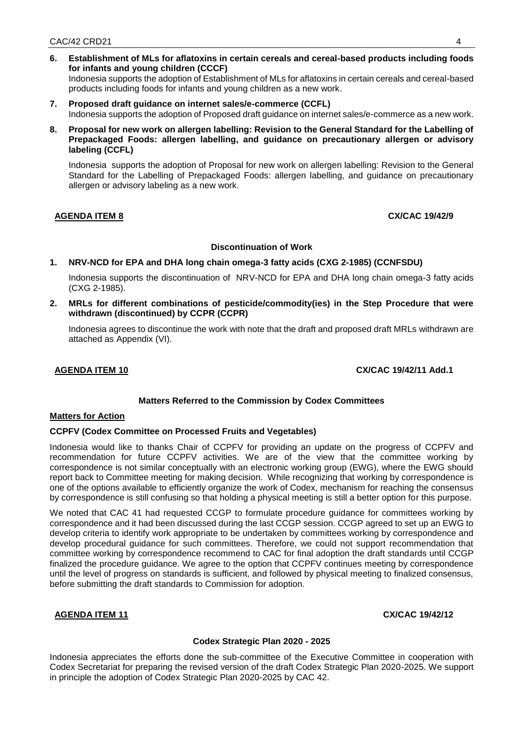**6. Establishment of MLs for aflatoxins in certain cereals and cereal-based products including foods for infants and young children (CCCF)**

Indonesia supports the adoption of Establishment of MLs for aflatoxins in certain cereals and cereal-based products including foods for infants and young children as a new work.

**7. Proposed draft guidance on internet sales/e-commerce (CCFL)**

Indonesia supports the adoption of Proposed draft guidance on internet sales/e-commerce as a new work.

**8. Proposal for new work on allergen labelling: Revision to the General Standard for the Labelling of Prepackaged Foods: allergen labelling, and guidance on precautionary allergen or advisory labeling (CCFL)**

Indonesia supports the adoption of Proposal for new work on allergen labelling: Revision to the General Standard for the Labelling of Prepackaged Foods: allergen labelling, and guidance on precautionary allergen or advisory labeling as a new work.

**AGENDA ITEM 8** **CX/CAC 19/42/9**

**Discontinuation of Work**

**1. NRV-NCD for EPA and DHA long chain omega-3 fatty acids (CXG 2-1985) (CCNFSDU)**

Indonesia supports the discontinuation of NRV-NCD for EPA and DHA long chain omega-3 fatty acids (CXG 2-1985).

**2. MRLs for different combinations of pesticide/commodity(ies) in the Step Procedure that were withdrawn (discontinued) by CCPR (CCPR)**

Indonesia agrees to discontinue the work with note that the draft and proposed draft MRLs withdrawn are attached as Appendix (VI).

**AGENDA ITEM 10** **CX/CAC 19/42/11 Add.1**

**Matters Referred to the Commission by Codex Committees**

**Matters for Action**

**CCPFV (Codex Committee on Processed Fruits and Vegetables)**

Indonesia would like to thanks Chair of CCPFV for providing an update on the progress of CCPFV and recommendation for future CCPFV activities. We are of the view that the committee working by correspondence is not similar conceptually with an electronic working group (EWG), where the EWG should report back to Committee meeting for making decision. While recognizing that working by correspondence is one of the options available to efficiently organize the work of Codex, mechanism for reaching the consensus by correspondence is still confusing so that holding a physical meeting is still a better option for this purpose.

We noted that CAC 41 had requested CCGP to formulate procedure guidance for committees working by correspondence and it had been discussed during the last CCGP session. CCGP agreed to set up an EWG to develop criteria to identify work appropriate to be undertaken by committees working by correspondence and develop procedural guidance for such committees. Therefore, we could not support recommendation that committee working by correspondence recommend to CAC for final adoption the draft standards until CCGP finalized the procedure guidance. We agree to the option that CCPFV continues meeting by correspondence until the level of progress on standards is sufficient, and followed by physical meeting to finalized consensus, before submitting the draft standards to Commission for adoption.

**AGENDA ITEM 11** **CX/CAC 19/42/12**

**Codex Strategic Plan 2020 - 2025**

Indonesia appreciates the efforts done the sub-committee of the Executive Committee in cooperation with Codex Secretariat for preparing the revised version of the draft Codex Strategic Plan 2020-2025. We support in principle the adoption of Codex Strategic Plan 2020-2025 by CAC 42.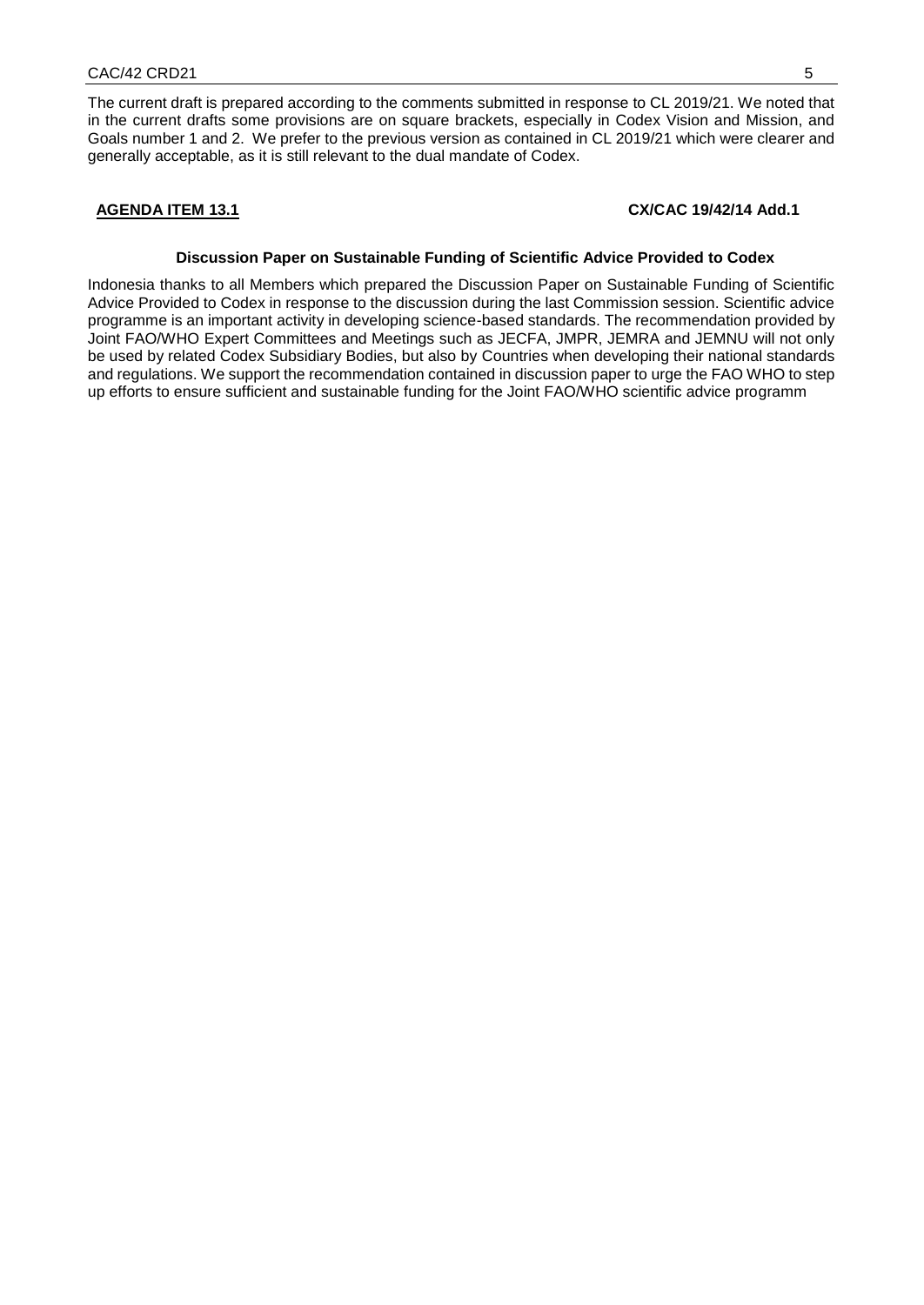The current draft is prepared according to the comments submitted in response to CL 2019/21. We noted that in the current drafts some provisions are on square brackets, especially in Codex Vision and Mission, and Goals number 1 and 2. We prefer to the previous version as contained in CL 2019/21 which were clearer and generally acceptable, as it is still relevant to the dual mandate of Codex.

**AGENDA ITEM 13.1** **CX/CAC 19/42/14 Add.1**

**Discussion Paper on Sustainable Funding of Scientific Advice Provided to Codex**

Indonesia thanks to all Members which prepared the Discussion Paper on Sustainable Funding of Scientific Advice Provided to Codex in response to the discussion during the last Commission session. Scientific advice programme is an important activity in developing science-based standards. The recommendation provided by Joint FAO/WHO Expert Committees and Meetings such as JECFA, JMPR, JEMRA and JEMNU will not only be used by related Codex Subsidiary Bodies, but also by Countries when developing their national standards and regulations. We support the recommendation contained in discussion paper to urge the FAO WHO to step up efforts to ensure sufficient and sustainable funding for the Joint FAO/WHO scientific advice programm